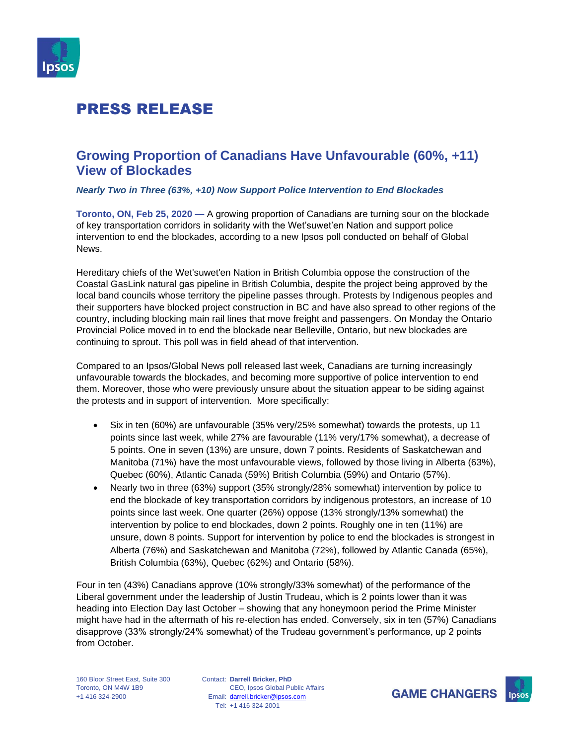# PRESS RELEASE

## Growing Proportion of Canadians Have Unfavourable (60%, +11) View of Blockades

***Nearly Two in Three (63%, +10) Now Support Police Intervention to End Blockades***

**Toronto, ON, Feb 25, 2020 —** A growing proportion of Canadians are turning sour on the blockade of key transportation corridors in solidarity with the Wet'suwet'en Nation and support police intervention to end the blockades, according to a new Ipsos poll conducted on behalf of Global News.

Hereditary chiefs of the Wet'suwet'en Nation in British Columbia oppose the construction of the Coastal GasLink natural gas pipeline in British Columbia, despite the project being approved by the local band councils whose territory the pipeline passes through. Protests by Indigenous peoples and their supporters have blocked project construction in BC and have also spread to other regions of the country, including blocking main rail lines that move freight and passengers. On Monday the Ontario Provincial Police moved in to end the blockade near Belleville, Ontario, but new blockades are continuing to sprout. This poll was in field ahead of that intervention.

Compared to an Ipsos/Global News poll released last week, Canadians are turning increasingly unfavourable towards the blockades, and becoming more supportive of police intervention to end them. Moreover, those who were previously unsure about the situation appear to be siding against the protests and in support of intervention. More specifically:

- Six in ten (60%) are unfavourable (35% very/25% somewhat) towards the protests, up 11 points since last week, while 27% are favourable (11% very/17% somewhat), a decrease of 5 points. One in seven (13%) are unsure, down 7 points. Residents of Saskatchewan and Manitoba (71%) have the most unfavourable views, followed by those living in Alberta (63%), Quebec (60%), Atlantic Canada (59%) British Columbia (59%) and Ontario (57%).
- Nearly two in three (63%) support (35% strongly/28% somewhat) intervention by police to end the blockade of key transportation corridors by indigenous protestors, an increase of 10 points since last week. One quarter (26%) oppose (13% strongly/13% somewhat) the intervention by police to end blockades, down 2 points. Roughly one in ten (11%) are unsure, down 8 points. Support for intervention by police to end the blockades is strongest in Alberta (76%) and Saskatchewan and Manitoba (72%), followed by Atlantic Canada (65%), British Columbia (63%), Quebec (62%) and Ontario (58%).

Four in ten (43%) Canadians approve (10% strongly/33% somewhat) of the performance of the Liberal government under the leadership of Justin Trudeau, which is 2 points lower than it was heading into Election Day last October – showing that any honeymoon period the Prime Minister might have had in the aftermath of his re-election has ended. Conversely, six in ten (57%) Canadians disapprove (33% strongly/24% somewhat) of the Trudeau government's performance, up 2 points from October.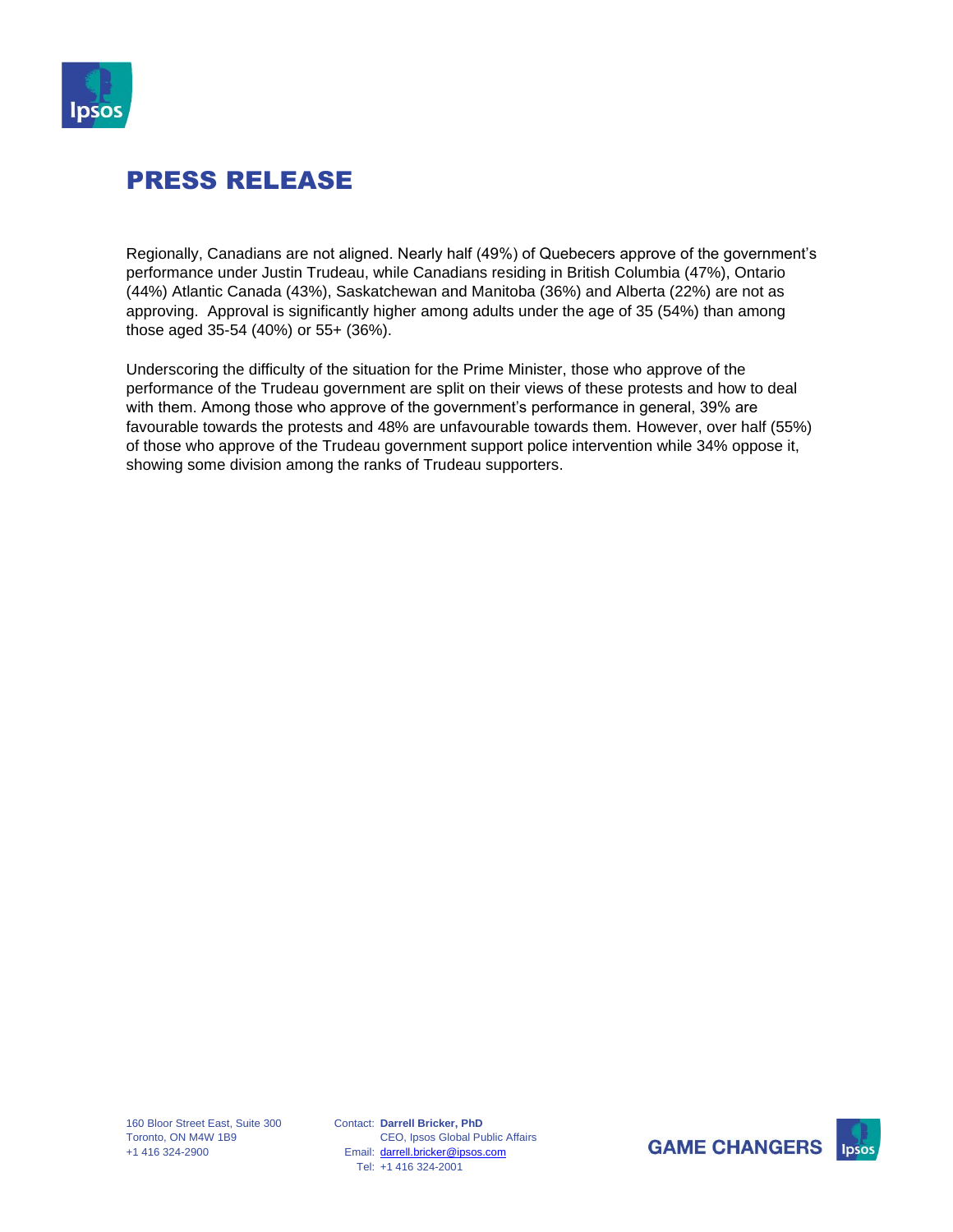# PRESS RELEASE

Regionally, Canadians are not aligned. Nearly half (49%) of Quebecers approve of the government's performance under Justin Trudeau, while Canadians residing in British Columbia (47%), Ontario (44%) Atlantic Canada (43%), Saskatchewan and Manitoba (36%) and Alberta (22%) are not as approving.  Approval is significantly higher among adults under the age of 35 (54%) than among those aged 35-54 (40%) or 55+ (36%).

Underscoring the difficulty of the situation for the Prime Minister, those who approve of the performance of the Trudeau government are split on their views of these protests and how to deal with them. Among those who approve of the government's performance in general, 39% are favourable towards the protests and 48% are unfavourable towards them. However, over half (55%) of those who approve of the Trudeau government support police intervention while 34% oppose it, showing some division among the ranks of Trudeau supporters.

160 Bloor Street East, Suite 300
Toronto, ON M4W 1B9
+1 416 324-2900

Contact: **Darrell Bricker, PhD**
CEO, Ipsos Global Public Affairs
Email: darrell.bricker@ipsos.com
Tel: +1 416 324-2001

GAME CHANGERS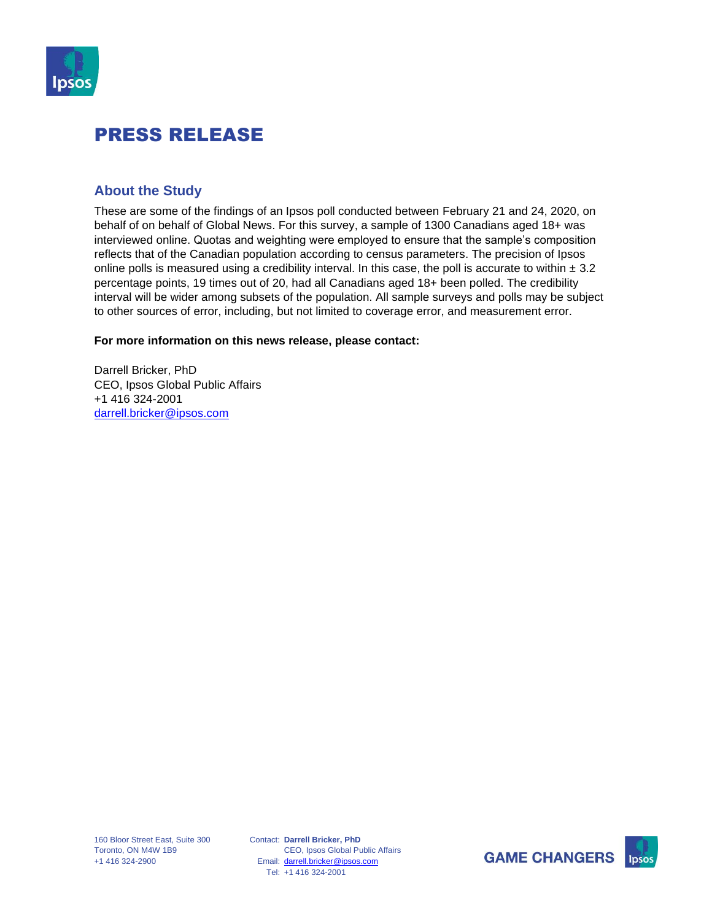# PRESS RELEASE

## About the Study

These are some of the findings of an Ipsos poll conducted between February 21 and 24, 2020, on behalf of on behalf of Global News. For this survey, a sample of 1300 Canadians aged 18+ was interviewed online. Quotas and weighting were employed to ensure that the sample's composition reflects that of the Canadian population according to census parameters. The precision of Ipsos online polls is measured using a credibility interval. In this case, the poll is accurate to within ± 3.2 percentage points, 19 times out of 20, had all Canadians aged 18+ been polled. The credibility interval will be wider among subsets of the population. All sample surveys and polls may be subject to other sources of error, including, but not limited to coverage error, and measurement error.

**For more information on this news release, please contact:**

Darrell Bricker, PhD
CEO, Ipsos Global Public Affairs
+1 416 324-2001
darrell.bricker@ipsos.com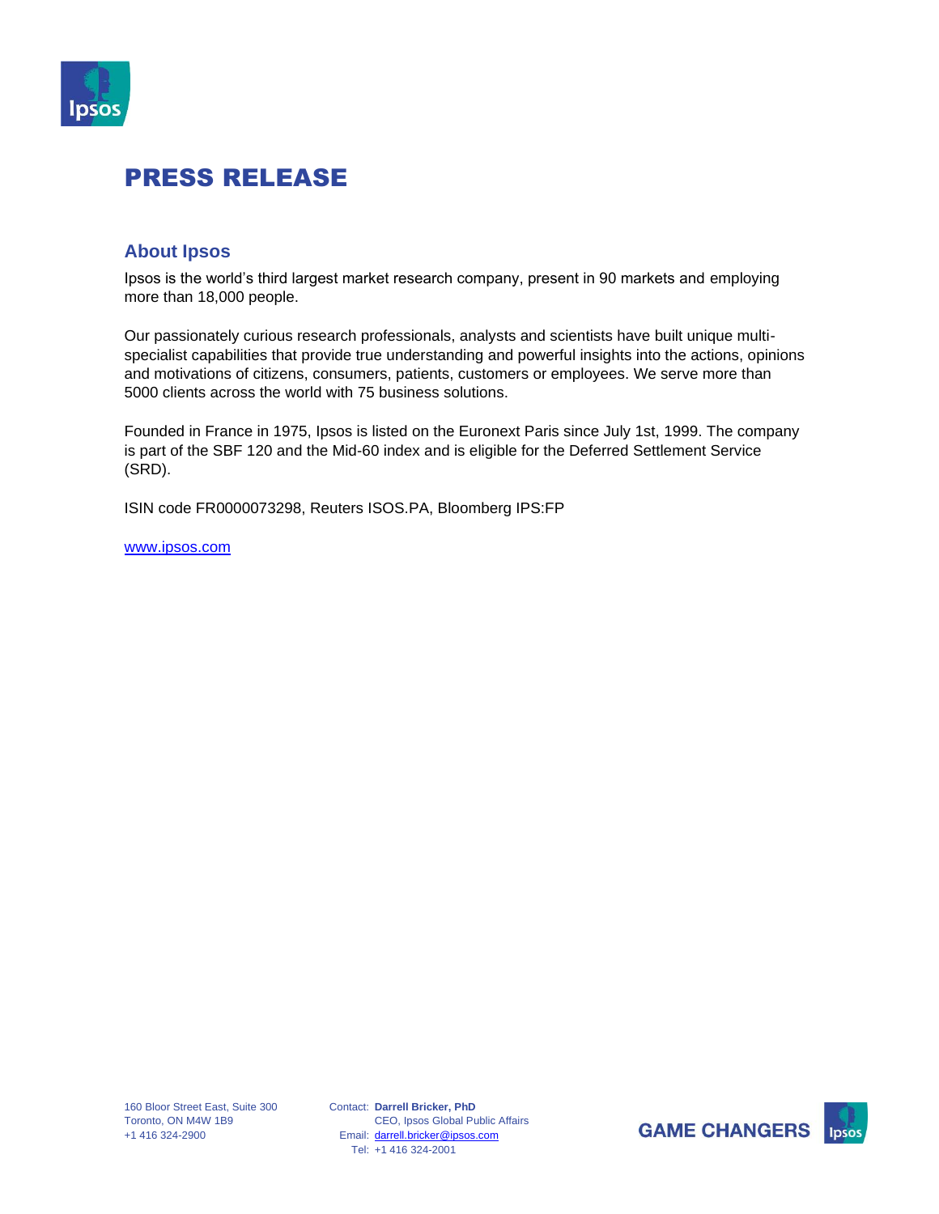# PRESS RELEASE

## About Ipsos

Ipsos is the world's third largest market research company, present in 90 markets and employing more than 18,000 people.

Our passionately curious research professionals, analysts and scientists have built unique multi-specialist capabilities that provide true understanding and powerful insights into the actions, opinions and motivations of citizens, consumers, patients, customers or employees. We serve more than 5000 clients across the world with 75 business solutions.

Founded in France in 1975, Ipsos is listed on the Euronext Paris since July 1st, 1999. The company is part of the SBF 120 and the Mid-60 index and is eligible for the Deferred Settlement Service (SRD).

ISIN code FR0000073298, Reuters ISOS.PA, Bloomberg IPS:FP

www.ipsos.com

160 Bloor Street East, Suite 300
Toronto, ON M4W 1B9
+1 416 324-2900

Contact: **Darrell Bricker, PhD**
CEO, Ipsos Global Public Affairs
Email: darrell.bricker@ipsos.com
Tel: +1 416 324-2001

GAME CHANGERS